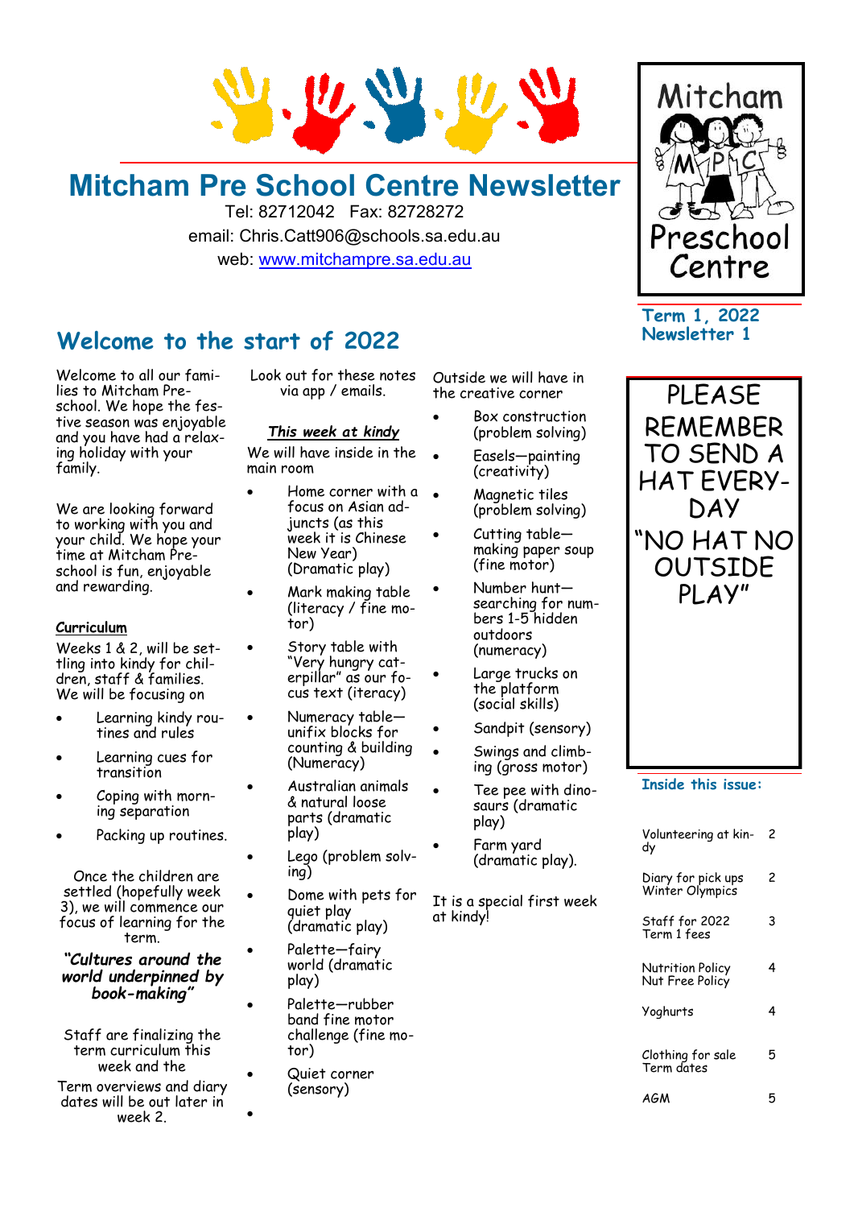# Mitcham Pre School Centre Newsletter

Tel: 82712042  Fax: 82728272
email: Chris.Catt906@schools.sa.edu.au
web: www.mitchampre.sa.edu.au

Mitcham MPC Preschool Centre

**Term 1, 2022**
**Newsletter 1**

## Welcome to the start of 2022

Welcome to all our families to Mitcham Preschool. We hope the festive season was enjoyable and you have had a relaxing holiday with your family.

We are looking forward to working with you and your child. We hope your time at Mitcham Preschool is fun, enjoyable and rewarding.

**Curriculum**

Weeks 1 & 2, will be settling into kindy for children, staff & families. We will be focusing on

- Learning kindy routines and rules
- Learning cues for transition
- Coping with morning separation
- Packing up routines.

Once the children are settled (hopefully week 3), we will commence our focus of learning for the term.

***"Cultures around the world underpinned by book-making"***

Staff are finalizing the term curriculum this week and the

Term overviews and diary dates will be out later in week 2.

Look out for these notes via app / emails.

***This week at kindy***

We will have inside in the main room

- Home corner with a focus on Asian adjuncts (as this week it is Chinese New Year) (Dramatic play)
- Mark making table (literacy / fine motor)
- Story table with "Very hungry caterpillar" as our focus text (iteracy)
- Numeracy table—unifix blocks for counting & building (Numeracy)
- Australian animals & natural loose parts (dramatic play)
- Lego (problem solving)
- Dome with pets for quiet play (dramatic play)
- Palette—fairy world (dramatic play)
- Palette—rubber band fine motor challenge (fine motor)
- Quiet corner (sensory)

Outside we will have in the creative corner

- Box construction (problem solving)
- Easels—painting (creativity)
- Magnetic tiles (problem solving)
- Cutting table—making paper soup (fine motor)
- Number hunt—searching for numbers 1-5 hidden outdoors (numeracy)
- Large trucks on the platform (social skills)
- Sandpit (sensory)
- Swings and climbing (gross motor)
- Tee pee with dinosaurs (dramatic play)
- Farm yard (dramatic play).

It is a special first week at kindy!

PLEASE REMEMBER TO SEND A HAT EVERYDAY "NO HAT NO OUTSIDE PLAY"

**Inside this issue:**

| | |
|---|---|
| Volunteering at kindy | 2 |
| Diary for pick ups Winter Olympics | 2 |
| Staff for 2022 Term 1 fees | 3 |
| Nutrition Policy Nut Free Policy | 4 |
| Yoghurts | 4 |
| Clothing for sale Term dates | 5 |
| AGM | 5 |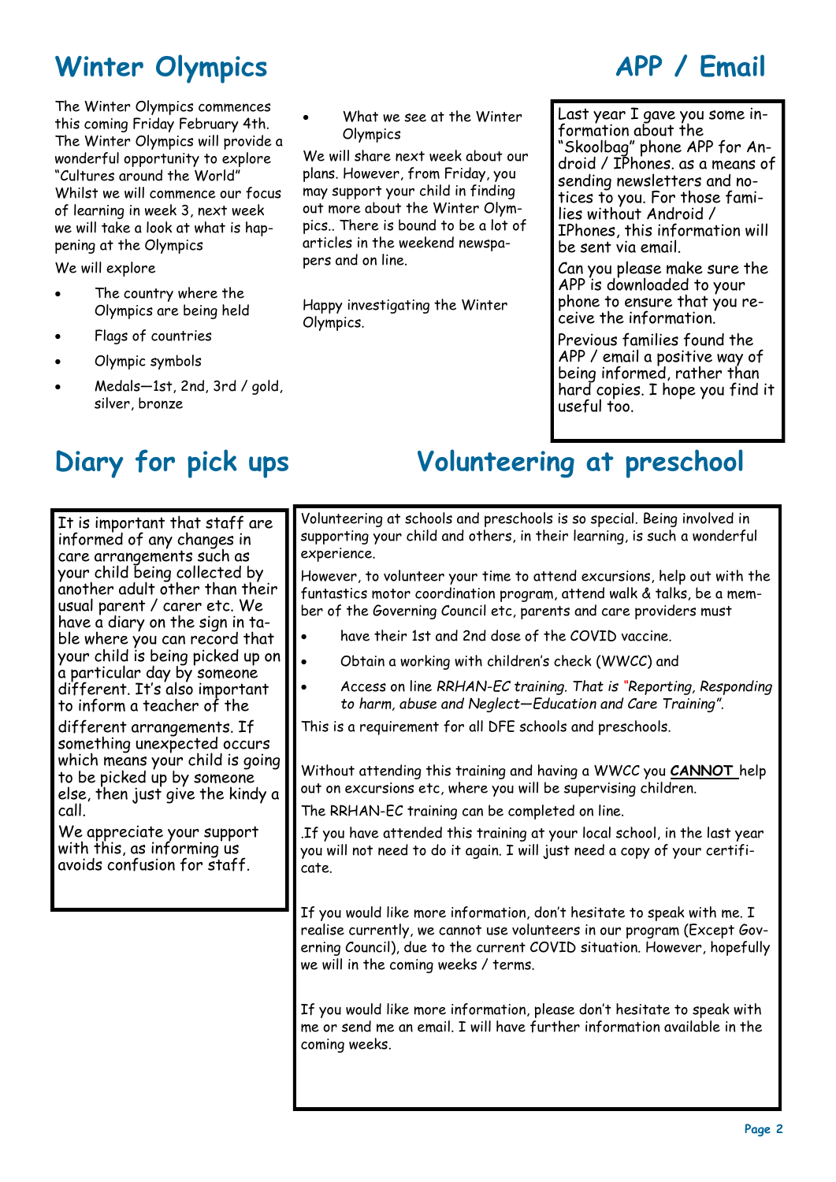## Winter Olympics

The Winter Olympics commences this coming Friday February 4th. The Winter Olympics will provide a wonderful opportunity to explore "Cultures around the World" Whilst we will commence our focus of learning in week 3, next week we will take a look at what is happening at the Olympics

We will explore

- The country where the Olympics are being held
- Flags of countries
- Olympic symbols
- Medals—1st, 2nd, 3rd / gold, silver, bronze
- What we see at the Winter Olympics

We will share next week about our plans. However, from Friday, you may support your child in finding out more about the Winter Olympics.. There is bound to be a lot of articles in the weekend newspapers and on line.

Happy investigating the Winter Olympics.

## APP / Email

Last year I gave you some information about the "Skoolbag" phone APP for Android / IPhones. as a means of sending newsletters and notices to you. For those families without Android / IPhones, this information will be sent via email.

Can you please make sure the APP is downloaded to your phone to ensure that you receive the information.

Previous families found the APP / email a positive way of being informed, rather than hard copies. I hope you find it useful too.

## Diary for pick ups

It is important that staff are informed of any changes in care arrangements such as your child being collected by another adult other than their usual parent / carer etc. We have a diary on the sign in table where you can record that your child is being picked up on a particular day by someone different. It's also important to inform a teacher of the different arrangements. If something unexpected occurs which means your child is going to be picked up by someone else, then just give the kindy a call.

We appreciate your support with this, as informing us avoids confusion for staff.

## Volunteering at preschool

Volunteering at schools and preschools is so special. Being involved in supporting your child and others, in their learning, is such a wonderful experience.

However, to volunteer your time to attend excursions, help out with the funtastics motor coordination program, attend walk & talks, be a member of the Governing Council etc, parents and care providers must

- have their 1st and 2nd dose of the COVID vaccine.
- Obtain a working with children's check (WWCC) and
- Access on line *RRHAN-EC training. That is "Reporting, Responding to harm, abuse and Neglect—Education and Care Training".*

This is a requirement for all DFE schools and preschools.

Without attending this training and having a WWCC you **CANNOT** help out on excursions etc, where you will be supervising children.

The RRHAN-EC training can be completed on line.

.If you have attended this training at your local school, in the last year you will not need to do it again. I will just need a copy of your certificate.

If you would like more information, don't hesitate to speak with me. I realise currently, we cannot use volunteers in our program (Except Governing Council), due to the current COVID situation. However, hopefully we will in the coming weeks / terms.

If you would like more information, please don't hesitate to speak with me or send me an email. I will have further information available in the coming weeks.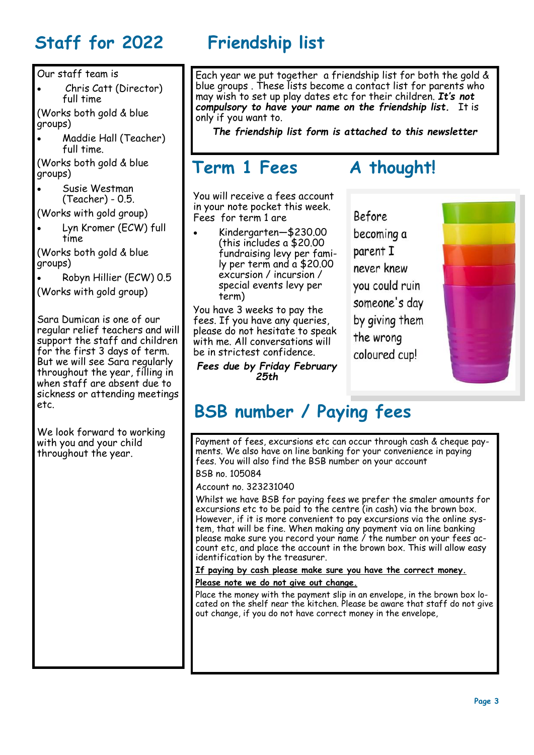## Staff for 2022

Our staff team is

- Chris Catt (Director) full time

(Works both gold & blue groups)

- Maddie Hall (Teacher) full time.

(Works both gold & blue groups)

- Susie Westman (Teacher) - 0.5.

(Works with gold group)

- Lyn Kromer (ECW) full time

(Works both gold & blue groups)

- Robyn Hillier (ECW) 0.5

(Works with gold group)

Sara Dumican is one of our regular relief teachers and will support the staff and children for the first 3 days of term. But we will see Sara regularly throughout the year, filling in when staff are absent due to sickness or attending meetings etc.

We look forward to working with you and your child throughout the year.

## Friendship list

Each year we put together a friendship list for both the gold & blue groups . These lists become a contact list for parents who may wish to set up play dates etc for their children. ***It's not compulsory to have your name on the friendship list.*** It is only if you want to.

***The friendship list form is attached to this newsletter***

## Term 1 Fees

You will receive a fees account in your note pocket this week. Fees for term 1 are

- Kindergarten—$230.00 (this includes a $20.00 fundraising levy per family per term and a $20.00 excursion / incursion / special events levy per term)

You have 3 weeks to pay the fees. If you have any queries, please do not hesitate to speak with me. All conversations will be in strictest confidence.

***Fees due by Friday February 25th***

## A thought!

Before becoming a parent I never knew you could ruin someone's day by giving them the wrong coloured cup!

## BSB number / Paying fees

Payment of fees, excursions etc can occur through cash & cheque payments. We also have on line banking for your convenience in paying fees. You will also find the BSB number on your account

BSB no. 105084

Account no. 323231040

Whilst we have BSB for paying fees we prefer the smaler amounts for excursions etc to be paid to the centre (in cash) via the brown box. However, if it is more convenient to pay excursions via the online system, that will be fine. When making any payment via on line banking please make sure you record your name / the number on your fees account etc, and place the account in the brown box. This will allow easy identification by the treasurer.

**<u>If paying by cash please make sure you have the correct money.</u>**

***<u>Please note we do not give out change.</u>***

Place the money with the payment slip in an envelope, in the brown box located on the shelf near the kitchen. Please be aware that staff do not give out change, if you do not have correct money in the envelope,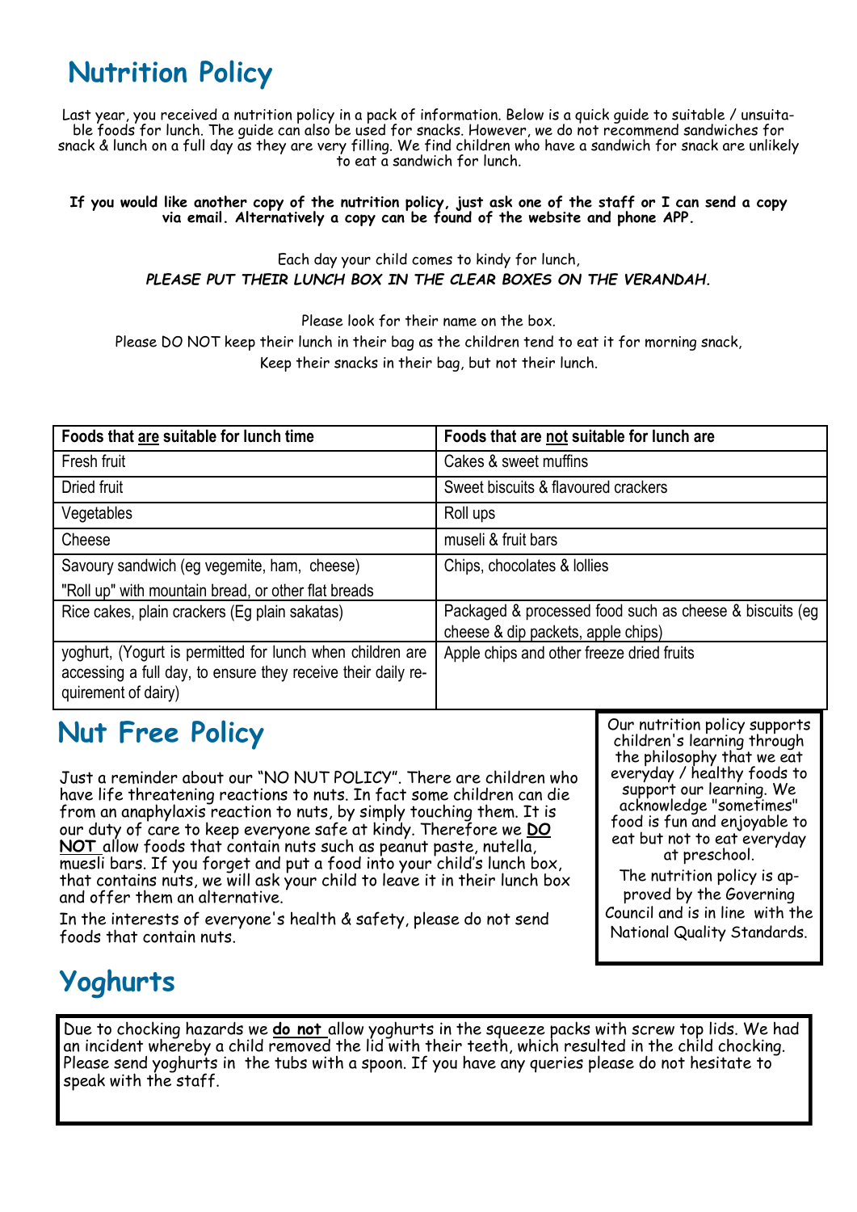# Nutrition Policy

Last year, you received a nutrition policy in a pack of information. Below is a quick guide to suitable / unsuitable foods for lunch. The guide can also be used for snacks. However, we do not recommend sandwiches for snack & lunch on a full day as they are very filling. We find children who have a sandwich for snack are unlikely to eat a sandwich for lunch.

**If you would like another copy of the nutrition policy, just ask one of the staff or I can send a copy via email. Alternatively a copy can be found of the website and phone APP.**

Each day your child comes to kindy for lunch,
***PLEASE PUT THEIR LUNCH BOX IN THE CLEAR BOXES ON THE VERANDAH.***

Please look for their name on the box.
Please DO NOT keep their lunch in their bag as the children tend to eat it for morning snack,
Keep their snacks in their bag, but not their lunch.

| Foods that are suitable for lunch time | Foods that are not suitable for lunch are |
|---|---|
| Fresh fruit | Cakes & sweet muffins |
| Dried fruit | Sweet biscuits & flavoured crackers |
| Vegetables | Roll ups |
| Cheese | museli & fruit bars |
| Savoury sandwich (eg vegemite, ham, cheese) "Roll up" with mountain bread, or other flat breads | Chips, chocolates & lollies |
| Rice cakes, plain crackers (Eg plain sakatas) | Packaged & processed food such as cheese & biscuits (eg cheese & dip packets, apple chips) |
| yoghurt, (Yogurt is permitted for lunch when children are accessing a full day, to ensure they receive their daily requirement of dairy) | Apple chips and other freeze dried fruits |

# Nut Free Policy

Just a reminder about our "NO NUT POLICY". There are children who have life threatening reactions to nuts. In fact some children can die from an anaphlaxis reaction to nuts, by simply touching them. It is our duty of care to keep everyone safe at kindy. Therefore we **DO NOT** allow foods that contain nuts such as peanut paste, nutella, muesli bars. If you forget and put a food into your child's lunch box, that contains nuts, we will ask your child to leave it in their lunch box and offer them an alternative.

In the interests of everyone's health & safety, please do not send foods that contain nuts.

Our nutrition policy supports children's learning through the philosophy that we eat everyday / healthy foods to support our learning. We acknowledge "sometimes" food is fun and enjoyable to eat but not to eat everyday at preschool.

The nutrition policy is approved by the Governing Council and is in line with the National Quality Standards.

# Yoghurts

Due to chocking hazards we **do not** allow yoghurts in the squeeze packs with screw top lids. We had an incident whereby a child removed the lid with their teeth, which resulted in the child chocking. Please send yoghurts in the tubs with a spoon. If you have any queries please do not hesitate to speak with the staff.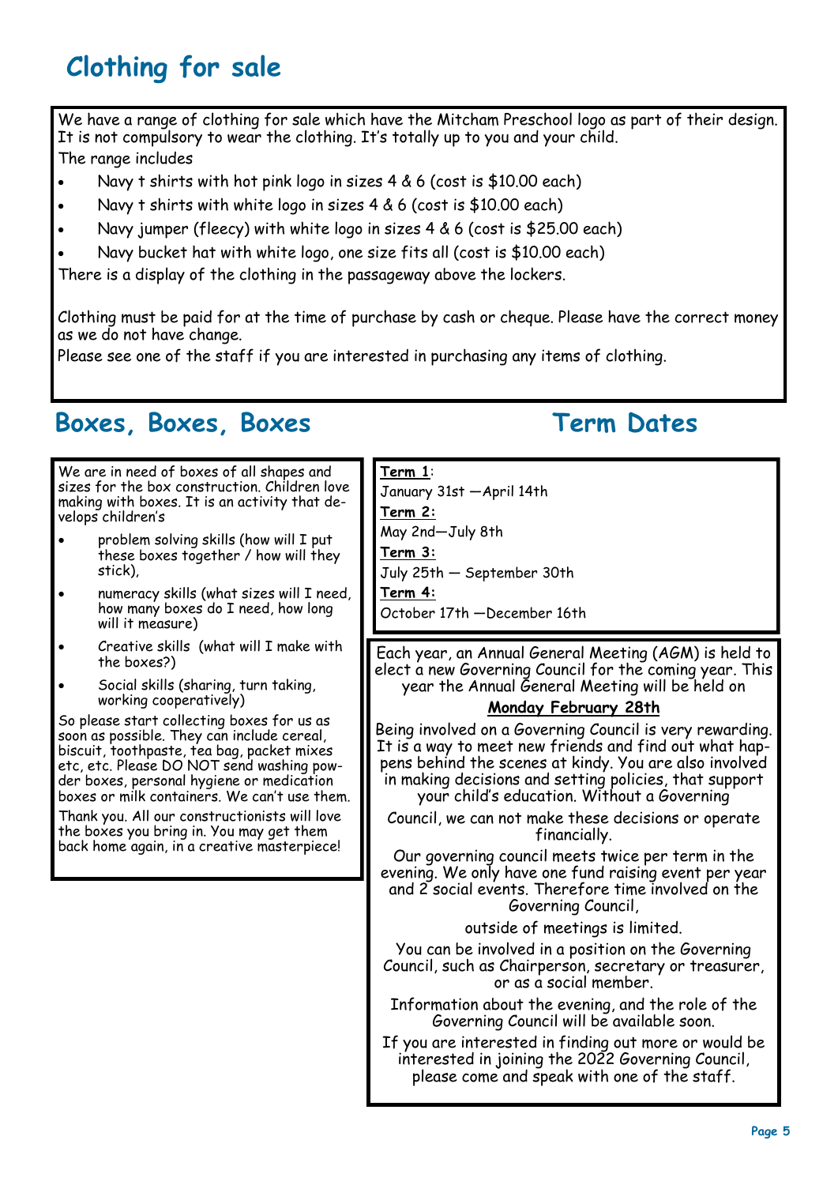# Clothing for sale

We have a range of clothing for sale which have the Mitcham Preschool logo as part of their design. It is not compulsory to wear the clothing. It's totally up to you and your child.

The range includes

- Navy t shirts with hot pink logo in sizes 4 & 6 (cost is $10.00 each)
- Navy t shirts with white logo in sizes 4 & 6 (cost is $10.00 each)
- Navy jumper (fleecy) with white logo in sizes 4 & 6 (cost is $25.00 each)
- Navy bucket hat with white logo, one size fits all (cost is $10.00 each)

There is a display of the clothing in the passageway above the lockers.

Clothing must be paid for at the time of purchase by cash or cheque. Please have the correct money as we do not have change.

Please see one of the staff if you are interested in purchasing any items of clothing.

# Boxes, Boxes, Boxes

We are in need of boxes of all shapes and sizes for the box construction. Children love making with boxes. It is an activity that develops children's

- problem solving skills (how will I put these boxes together / how will they stick),
- numeracy skills (what sizes will I need, how many boxes do I need, how long will it measure)
- Creative skills (what will I make with the boxes?)
- Social skills (sharing, turn taking, working cooperatively)

So please start collecting boxes for us as soon as possible. They can include cereal, biscuit, toothpaste, tea bag, packet mixes etc, etc. Please DO NOT send washing powder boxes, personal hygiene or medication boxes or milk containers. We can't use them.

Thank you. All our constructionists will love the boxes you bring in. You may get them back home again, in a creative masterpiece!

# Term Dates

**Term 1**:
January 31st —April 14th

**Term 2:**
May 2nd—July 8th

**Term 3:**
July 25th — September 30th

**Term 4:**
October 17th —December 16th

Each year, an Annual General Meeting (AGM) is held to elect a new Governing Council for the coming year. This year the Annual General Meeting will be held on

**Monday February 28th**

Being involved on a Governing Council is very rewarding. It is a way to meet new friends and find out what happens behind the scenes at kindy. You are also involved in making decisions and setting policies, that support your child's education. Without a Governing Council, we can not make these decisions or operate financially.

Our governing council meets twice per term in the evening. We only have one fund raising event per year and 2 social events. Therefore time involved on the Governing Council, outside of meetings is limited.

You can be involved in a position on the Governing Council, such as Chairperson, secretary or treasurer, or as a social member.

Information about the evening, and the role of the Governing Council will be available soon.

If you are interested in finding out more or would be interested in joining the 2022 Governing Council, please come and speak with one of the staff.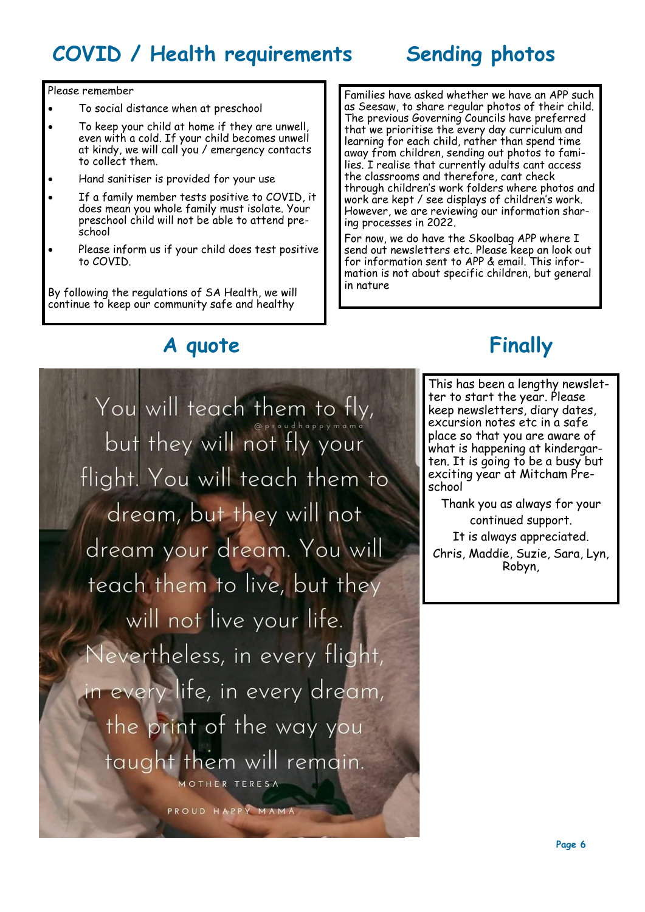## COVID / Health requirements

Please remember

- To social distance when at preschool
- To keep your child at home if they are unwell, even with a cold. If your child becomes unwell at kindy, we will call you / emergency contacts to collect them.
- Hand sanitiser is provided for your use
- If a family member tests positive to COVID, it does mean you whole family must isolate. Your preschool child will not be able to attend preschool
- Please inform us if your child does test positive to COVID.

By following the regulations of SA Health, we will continue to keep our community safe and healthy

## Sending photos

Families have asked whether we have an APP such as Seesaw, to share regular photos of their child. The previous Governing Councils have preferred that we prioritise the every day curriculum and learning for each child, rather than spend time away from children, sending out photos to families. I realise that currently adults cant access the classrooms and therefore, cant check through children's work folders where photos and work are kept / see displays of children's work. However, we are reviewing our information sharing processes in 2022.

For now, we do have the Skoolbag APP where I send out newsletters etc. Please keep an look out for information sent to APP & email. This information is not about specific children, but general in nature

## A quote

You will teach them to fly, but they will not fly your flight. You will teach them to dream, but they will not dream your dream. You will teach them to live, but they will not live your life. Nevertheless, in every flight, in every life, in every dream, the print of the way you taught them will remain.

MOTHER TERESA

@proudhappymama

PROUD HAPPY MAMA

## Finally

This has been a lengthy newsletter to start the year. Please keep newsletters, diary dates, excursion notes etc in a safe place so that you are aware of what is happening at kindergarten. It is going to be a busy but exciting year at Mitcham Preschool

Thank you as always for your continued support.

It is always appreciated.

Chris, Maddie, Suzie, Sara, Lyn, Robyn,